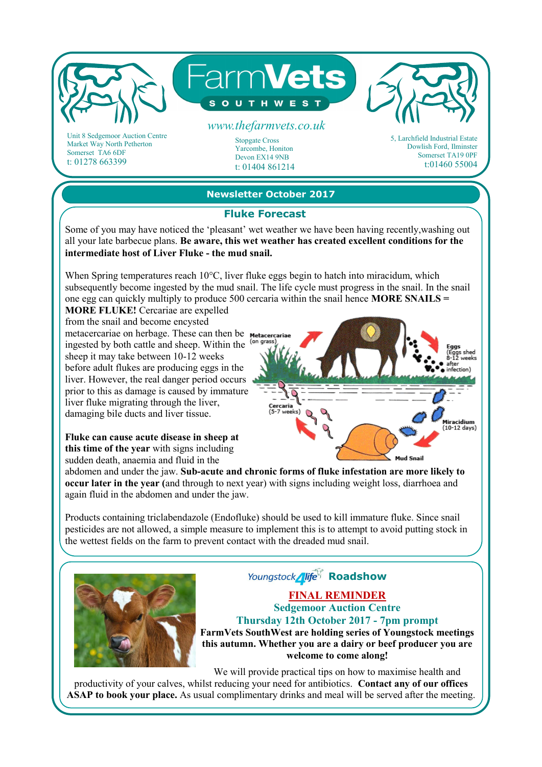# FarmVets SOUTHWEST

www.thefarmvets.co.uk

Unit 8 Sedgemoor Auction Centre
Market Way North Petherton
Somerset TA6 6DF
t: 01278 663399

Stopgate Cross
Yarcombe, Honiton
Devon EX14 9NB
t: 01404 861214

5, Larchfield Industrial Estate
Dowlish Ford, Ilminster
Somerset TA19 0PF
t:01460 55004

## Newsletter October 2017

### Fluke Forecast

Some of you may have noticed the 'pleasant' wet weather we have been having recently,washing out all your late barbecue plans. **Be aware, this wet weather has created excellent conditions for the intermediate host of Liver Fluke - the mud snail.**

When Spring temperatures reach 10°C, liver fluke eggs begin to hatch into miracidum, which subsequently become ingested by the mud snail. The life cycle must progress in the snail. In the snail one egg can quickly multiply to produce 500 cercaria within the snail hence **MORE SNAILS = MORE FLUKE!** Cercariae are expelled from the snail and become encysted metacercariae on herbage. These can then be ingested by both cattle and sheep. Within the sheep it may take between 10-12 weeks before adult flukes are producing eggs in the liver. However, the real danger period occurs prior to this as damage is caused by immature liver fluke migrating through the liver, damaging bile ducts and liver tissue.

Metacercariae (on grass)
Eggs (Eggs shed 8-12 weeks after infection)
Cercaria (5-7 weeks)
Miracidium (10-12 days)
Mud Snail

**Fluke can cause acute disease in sheep at this time of the year** with signs including sudden death, anaemia and fluid in the abdomen and under the jaw. **Sub-acute and chronic forms of fluke infestation are more likely to occur later in the year (**and through to next year) with signs including weight loss, diarrhoea and again fluid in the abdomen and under the jaw.

Products containing triclabendazole (Endofluke) should be used to kill immature fluke. Since snail pesticides are not allowed, a simple measure to implement this is to attempt to avoid putting stock in the wettest fields on the farm to prevent contact with the dreaded mud snail.

### Youngstock4life Roadshow

**FINAL REMINDER**

**Sedgemoor Auction Centre**

**Thursday 12th October 2017 - 7pm prompt**

**FarmVets SouthWest are holding series of Youngstock meetings this autumn. Whether you are a dairy or beef producer you are welcome to come along!**

We will provide practical tips on how to maximise health and productivity of your calves, whilst reducing your need for antibiotics. **Contact any of our offices ASAP to book your place.** As usual complimentary drinks and meal will be served after the meeting.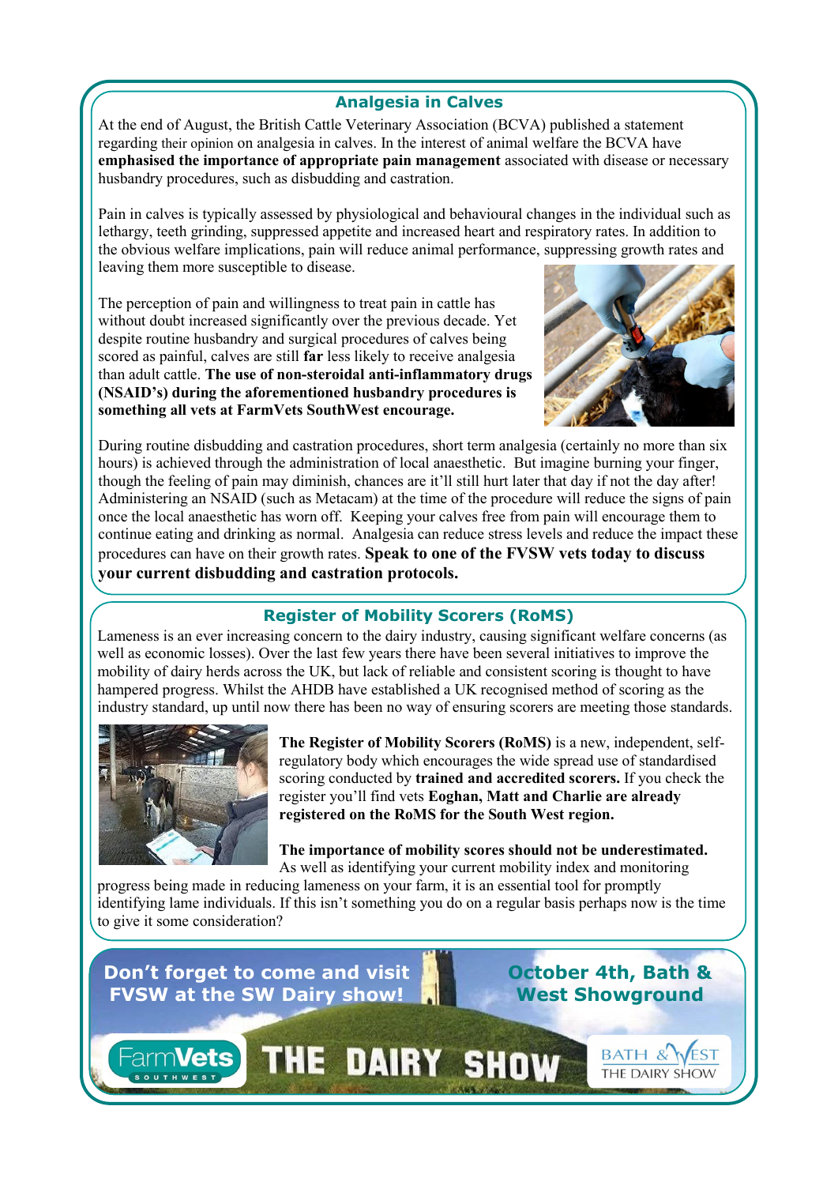## Analgesia in Calves

At the end of August, the British Cattle Veterinary Association (BCVA) published a statement regarding their opinion on analgesia in calves. In the interest of animal welfare the BCVA have **emphasised the importance of appropriate pain management** associated with disease or necessary husbandry procedures, such as disbudding and castration.

Pain in calves is typically assessed by physiological and behavioural changes in the individual such as lethargy, teeth grinding, suppressed appetite and increased heart and respiratory rates. In addition to the obvious welfare implications, pain will reduce animal performance, suppressing growth rates and leaving them more susceptible to disease.

The perception of pain and willingness to treat pain in cattle has without doubt increased significantly over the previous decade. Yet despite routine husbandry and surgical procedures of calves being scored as painful, calves are still **far** less likely to receive analgesia than adult cattle. **The use of non-steroidal anti-inflammatory drugs (NSAID's) during the aforementioned husbandry procedures is something all vets at FarmVets SouthWest encourage.**

During routine disbudding and castration procedures, short term analgesia (certainly no more than six hours) is achieved through the administration of local anaesthetic. But imagine burning your finger, though the feeling of pain may diminish, chances are it'll still hurt later that day if not the day after! Administering an NSAID (such as Metacam) at the time of the procedure will reduce the signs of pain once the local anaesthetic has worn off. Keeping your calves free from pain will encourage them to continue eating and drinking as normal. Analgesia can reduce stress levels and reduce the impact these procedures can have on their growth rates. **Speak to one of the FVSW vets today to discuss your current disbudding and castration protocols.**

## Register of Mobility Scorers (RoMS)

Lameness is an ever increasing concern to the dairy industry, causing significant welfare concerns (as well as economic losses). Over the last few years there have been several initiatives to improve the mobility of dairy herds across the UK, but lack of reliable and consistent scoring is thought to have hampered progress. Whilst the AHDB have established a UK recognised method of scoring as the industry standard, up until now there has been no way of ensuring scorers are meeting those standards.

**The Register of Mobility Scorers (RoMS)** is a new, independent, self-regulatory body which encourages the wide spread use of standardised scoring conducted by **trained and accredited scorers.** If you check the register you'll find vets **Eoghan, Matt and Charlie are already registered on the RoMS for the South West region.**

**The importance of mobility scores should not be underestimated.** As well as identifying your current mobility index and monitoring progress being made in reducing lameness on your farm, it is an essential tool for promptly identifying lame individuals. If this isn't something you do on a regular basis perhaps now is the time to give it some consideration?

**Don't forget to come and visit FVSW at the SW Dairy show!**

**October 4th, Bath & West Showground**

FarmVets SOUTHWEST — THE DAIRY SHOW — BATH & WEST THE DAIRY SHOW